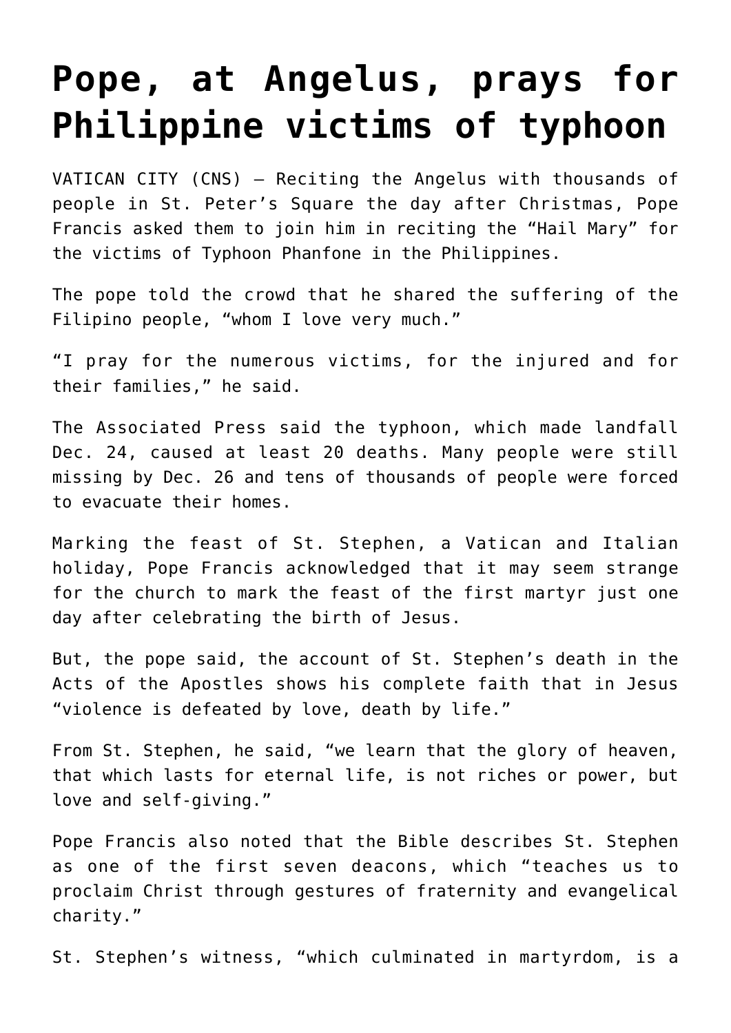# Pope, at Angelus, prays for Philippine victims of typhoon

VATICAN CITY (CNS) — Reciting the Angelus with thousands of people in St. Peter's Square the day after Christmas, Pope Francis asked them to join him in reciting the "Hail Mary" for the victims of Typhoon Phanfone in the Philippines.

The pope told the crowd that he shared the suffering of the Filipino people, "whom I love very much."

"I pray for the numerous victims, for the injured and for their families," he said.

The Associated Press said the typhoon, which made landfall Dec. 24, caused at least 20 deaths. Many people were still missing by Dec. 26 and tens of thousands of people were forced to evacuate their homes.

Marking the feast of St. Stephen, a Vatican and Italian holiday, Pope Francis acknowledged that it may seem strange for the church to mark the feast of the first martyr just one day after celebrating the birth of Jesus.

But, the pope said, the account of St. Stephen's death in the Acts of the Apostles shows his complete faith that in Jesus "violence is defeated by love, death by life."

From St. Stephen, he said, "we learn that the glory of heaven, that which lasts for eternal life, is not riches or power, but love and self-giving."

Pope Francis also noted that the Bible describes St. Stephen as one of the first seven deacons, which "teaches us to proclaim Christ through gestures of fraternity and evangelical charity."

St. Stephen's witness, "which culminated in martyrdom, is a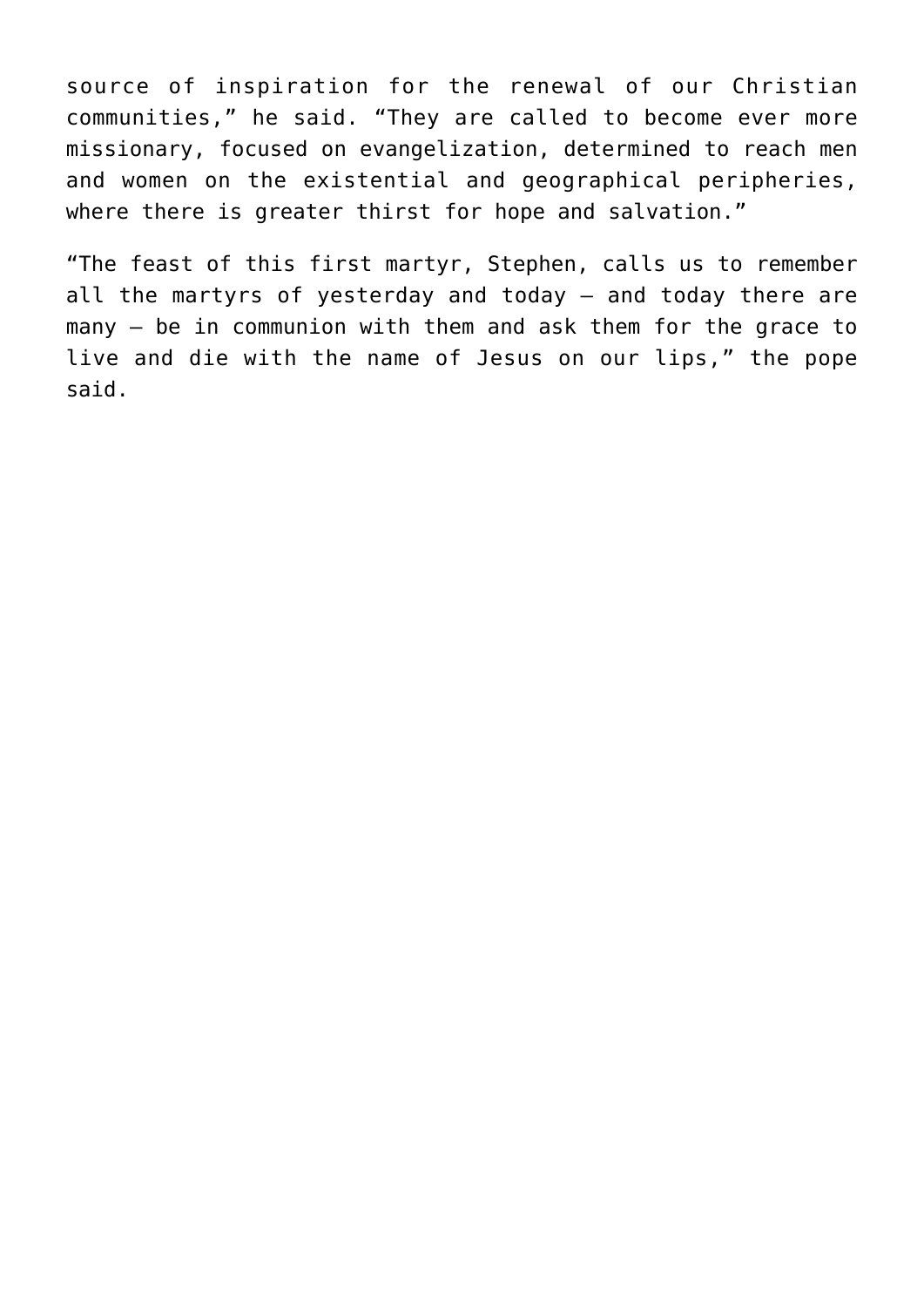source of inspiration for the renewal of our Christian communities," he said. "They are called to become ever more missionary, focused on evangelization, determined to reach men and women on the existential and geographical peripheries, where there is greater thirst for hope and salvation."

"The feast of this first martyr, Stephen, calls us to remember all the martyrs of yesterday and today – and today there are many – be in communion with them and ask them for the grace to live and die with the name of Jesus on our lips," the pope said.